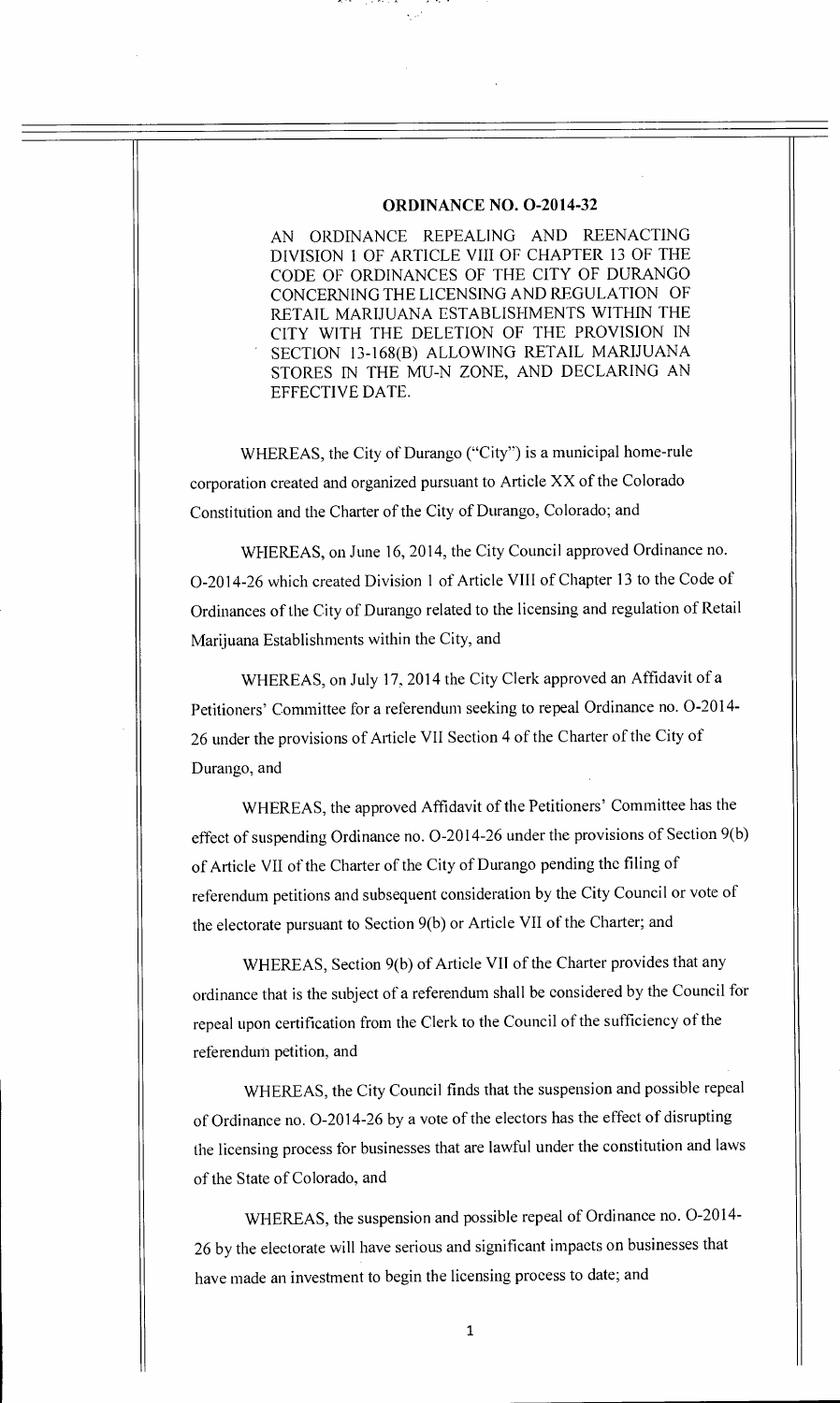# ORDINANCE NO. O-2014-32

AN ORDINANCE REPEALING AND REENACTING DIVISION 1 OF ARTICLE VIII OF CHAPTER 13 OF THE CODE OF ORDINANCES OF THE CITY OF DURANGO CONCERNING THE LICENSING AND REGULATION OF RETAIL MARIJUANA ESTABLISHMENTS WITHIN THE CITY WITH THE DELETION OF THE PROVISION IN SECTION 13-168(B) ALLOWING RETAIL MARIJUANA STORES IN THE MU-N ZONE, AND DECLARING AN EFFECTIVE DATE.

WHEREAS, the City of Durango ("City") is a municipal home-rule corporation created and organized pursuant to Article XX of the Colorado Constitution and the Charter of the City of Durango, Colorado; and

WHEREAS, on June 16, 2014, the City Council approved Ordinance no. O-2014-26 which created Division 1 of Article VIII of Chapter 13 to the Code of Ordinances of the City of Durango related to the licensing and regulation of Retail Marijuana Establishments within the City, and

WHEREAS, on July 17, 2014 the City Clerk approved an Affidavit of a Petitioners' Committee for a referendum seeking to repeal Ordinance no. O-2014-26 under the provisions of Article VII Section 4 of the Charter of the City of Durango, and

WHEREAS, the approved Affidavit of the Petitioners' Committee has the effect of suspending Ordinance no. O-2014-26 under the provisions of Section 9(b) of Article VII of the Charter of the City of Durango pending the filing of referendum petitions and subsequent consideration by the City Council or vote of the electorate pursuant to Section 9(b) or Article VII of the Charter; and

WHEREAS, Section 9(b) of Article VII of the Charter provides that any ordinance that is the subject of a referendum shall be considered by the Council for repeal upon certification from the Clerk to the Council of the sufficiency of the referendum petition, and

WHEREAS, the City Council finds that the suspension and possible repeal of Ordinance no. O-2014-26 by a vote of the electors has the effect of disrupting the licensing process for businesses that are lawful under the constitution and laws of the State of Colorado, and

WHEREAS, the suspension and possible repeal of Ordinance no. O-2014-26 by the electorate will have serious and significant impacts on businesses that have made an investment to begin the licensing process to date; and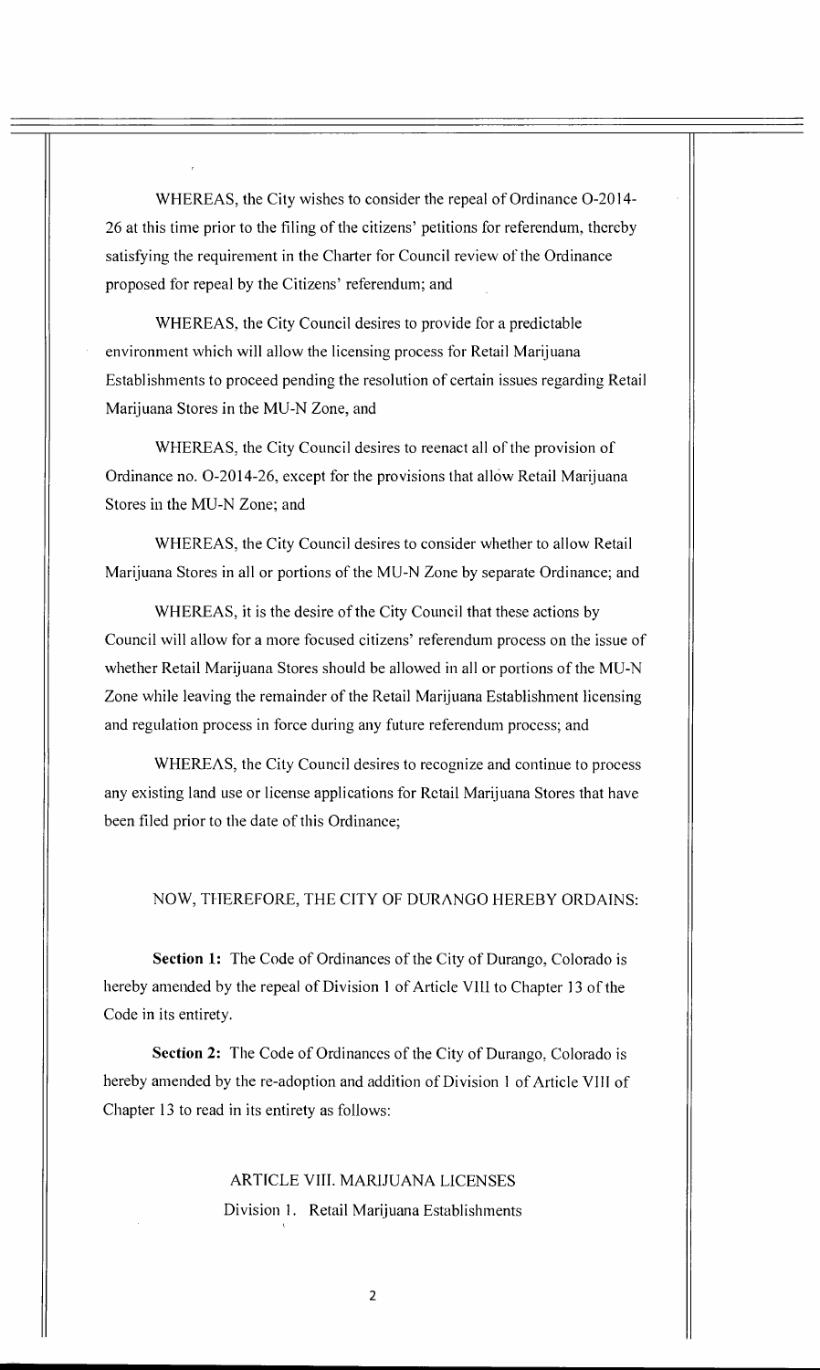WHEREAS, the City wishes to consider the repeal of Ordinance O-2014-26 at this time prior to the filing of the citizens' petitions for referendum, thereby satisfying the requirement in the Charter for Council review of the Ordinance proposed for repeal by the Citizens' referendum; and

WHEREAS, the City Council desires to provide for a predictable environment which will allow the licensing process for Retail Marijuana Establishments to proceed pending the resolution of certain issues regarding Retail Marijuana Stores in the MU-N Zone, and

WHEREAS, the City Council desires to reenact all of the provision of Ordinance no. O-2014-26, except for the provisions that allow Retail Marijuana Stores in the MU-N Zone; and

WHEREAS, the City Council desires to consider whether to allow Retail Marijuana Stores in all or portions of the MU-N Zone by separate Ordinance; and

WHEREAS, it is the desire of the City Council that these actions by Council will allow for a more focused citizens' referendum process on the issue of whether Retail Marijuana Stores should be allowed in all or portions of the MU-N Zone while leaving the remainder of the Retail Marijuana Establishment licensing and regulation process in force during any future referendum process; and

WHEREAS, the City Council desires to recognize and continue to process any existing land use or license applications for Retail Marijuana Stores that have been filed prior to the date of this Ordinance;

NOW, THEREFORE, THE CITY OF DURANGO HEREBY ORDAINS:

**Section 1:** The Code of Ordinances of the City of Durango, Colorado is hereby amended by the repeal of Division 1 of Article VIII to Chapter 13 of the Code in its entirety.

**Section 2:** The Code of Ordinances of the City of Durango, Colorado is hereby amended by the re-adoption and addition of Division 1 of Article VIII of Chapter 13 to read in its entirety as follows:

ARTICLE VIII. MARIJUANA LICENSES

Division 1. Retail Marijuana Establishments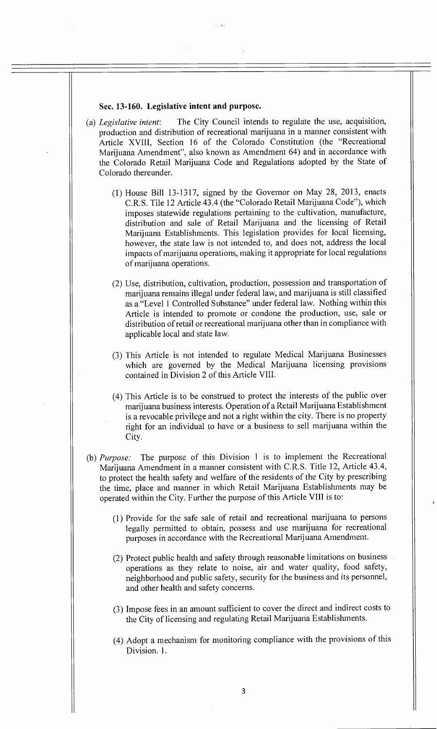**Sec. 13-160. Legislative intent and purpose.**

(a) *Legislative intent*: The City Council intends to regulate the use, acquisition, production and distribution of recreational marijuana in a manner consistent with Article XVIII, Section 16 of the Colorado Constitution (the "Recreational Marijuana Amendment", also known as Amendment 64) and in accordance with the Colorado Retail Marijuana Code and Regulations adopted by the State of Colorado thereunder.

   (1) House Bill 13-1317, signed by the Governor on May 28, 2013, enacts C.R.S. Tile 12 Article 43.4 (the "Colorado Retail Marijuana Code"), which imposes statewide regulations pertaining to the cultivation, manufacture, distribution and sale of Retail Marijuana and the licensing of Retail Marijuana Establishments. This legislation provides for local licensing, however, the state law is not intended to, and does not, address the local impacts of marijuana operations, making it appropriate for local regulations of marijuana operations.

   (2) Use, distribution, cultivation, production, possession and transportation of marijuana remains illegal under federal law, and marijuana is still classified as a "Level 1 Controlled Substance" under federal law. Nothing within this Article is intended to promote or condone the production, use, sale or distribution of retail or recreational marijuana other than in compliance with applicable local and state law.

   (3) This Article is not intended to regulate Medical Marijuana Businesses which are governed by the Medical Marijuana licensing provisions contained in Division 2 of this Article VIII.

   (4) This Article is to be construed to protect the interests of the public over marijuana business interests. Operation of a Retail Marijuana Establishment is a revocable privilege and not a right within the city. There is no property right for an individual to have or a business to sell marijuana within the City.

(b) *Purpose:* The purpose of this Division 1 is to implement the Recreational Marijuana Amendment in a manner consistent with C.R.S. Title 12, Article 43.4, to protect the health safety and welfare of the residents of the City by prescribing the time, place and manner in which Retail Marijuana Establishments may be operated within the City. Further the purpose of this Article VIII is to:

   (1) Provide for the safe sale of retail and recreational marijuana to persons legally permitted to obtain, possess and use marijuana for recreational purposes in accordance with the Recreational Marijuana Amendment.

   (2) Protect public health and safety through reasonable limitations on business operations as they relate to noise, air and water quality, food safety, neighborhood and public safety, security for the business and its personnel, and other health and safety concerns.

   (3) Impose fees in an amount sufficient to cover the direct and indirect costs to the City of licensing and regulating Retail Marijuana Establishments.

   (4) Adopt a mechanism for monitoring compliance with the provisions of this Division. 1.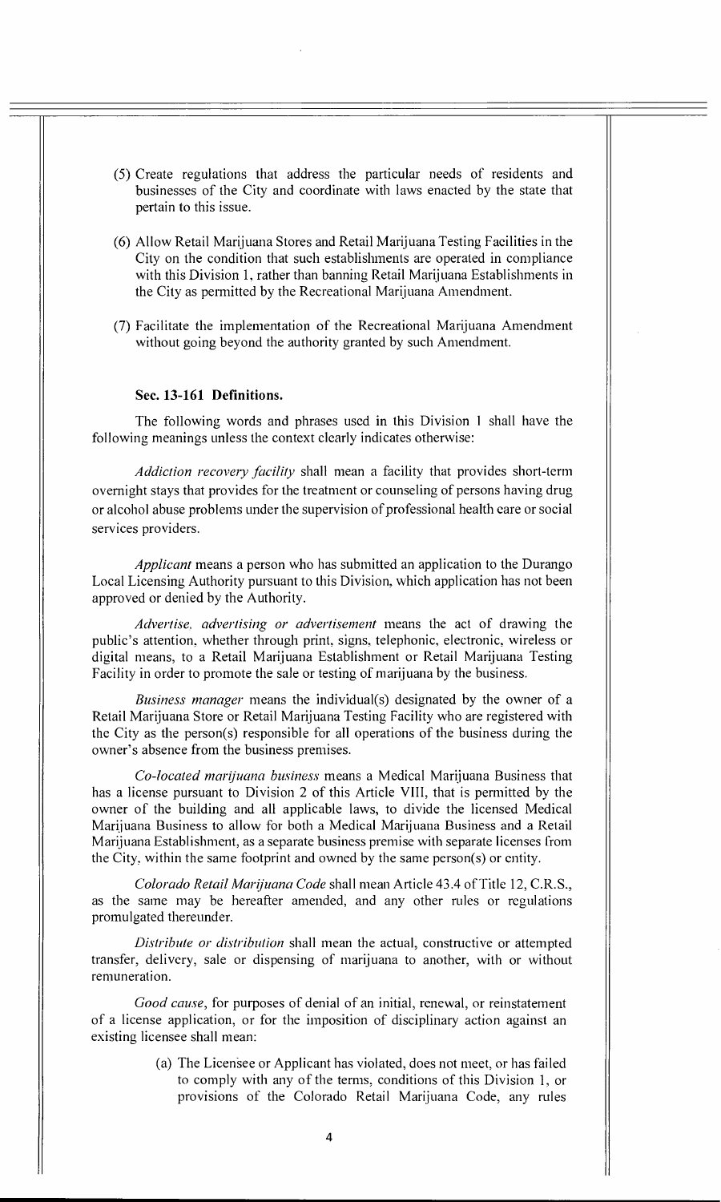(5) Create regulations that address the particular needs of residents and businesses of the City and coordinate with laws enacted by the state that pertain to this issue.

(6) Allow Retail Marijuana Stores and Retail Marijuana Testing Facilities in the City on the condition that such establishments are operated in compliance with this Division 1, rather than banning Retail Marijuana Establishments in the City as permitted by the Recreational Marijuana Amendment.

(7) Facilitate the implementation of the Recreational Marijuana Amendment without going beyond the authority granted by such Amendment.

### Sec. 13-161 Definitions.

The following words and phrases used in this Division 1 shall have the following meanings unless the context clearly indicates otherwise:

*Addiction recovery facility* shall mean a facility that provides short-term overnight stays that provides for the treatment or counseling of persons having drug or alcohol abuse problems under the supervision of professional health care or social services providers.

*Applicant* means a person who has submitted an application to the Durango Local Licensing Authority pursuant to this Division, which application has not been approved or denied by the Authority.

*Advertise, advertising or advertisement* means the act of drawing the public's attention, whether through print, signs, telephonic, electronic, wireless or digital means, to a Retail Marijuana Establishment or Retail Marijuana Testing Facility in order to promote the sale or testing of marijuana by the business.

*Business manager* means the individual(s) designated by the owner of a Retail Marijuana Store or Retail Marijuana Testing Facility who are registered with the City as the person(s) responsible for all operations of the business during the owner's absence from the business premises.

*Co-located marijuana business* means a Medical Marijuana Business that has a license pursuant to Division 2 of this Article VIII, that is permitted by the owner of the building and all applicable laws, to divide the licensed Medical Marijuana Business to allow for both a Medical Marijuana Business and a Retail Marijuana Establishment, as a separate business premise with separate licenses from the City, within the same footprint and owned by the same person(s) or entity.

*Colorado Retail Marijuana Code* shall mean Article 43.4 of Title 12, C.R.S., as the same may be hereafter amended, and any other rules or regulations promulgated thereunder.

*Distribute or distribution* shall mean the actual, constructive or attempted transfer, delivery, sale or dispensing of marijuana to another, with or without remuneration.

*Good cause*, for purposes of denial of an initial, renewal, or reinstatement of a license application, or for the imposition of disciplinary action against an existing licensee shall mean:

(a) The Licensee or Applicant has violated, does not meet, or has failed to comply with any of the terms, conditions of this Division 1, or provisions of the Colorado Retail Marijuana Code, any rules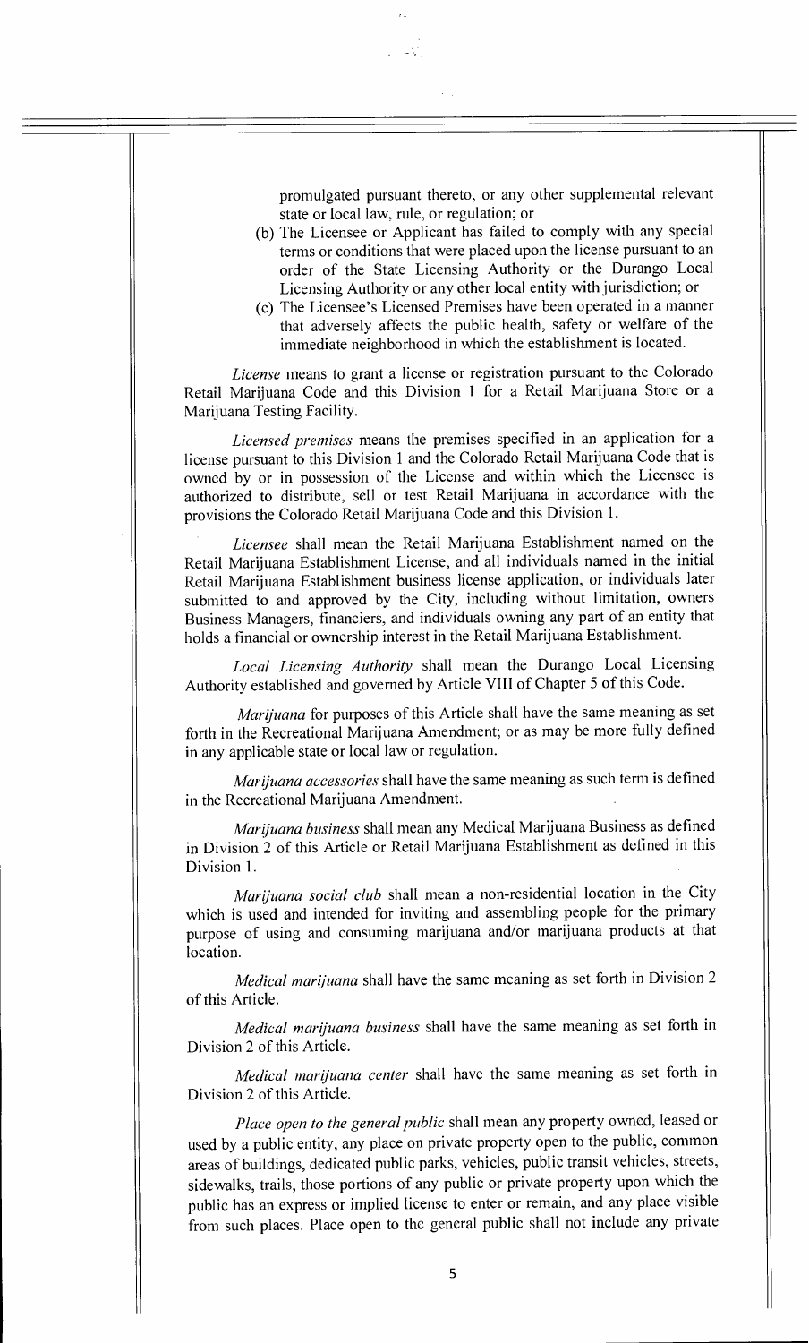promulgated pursuant thereto, or any other supplemental relevant state or local law, rule, or regulation; or

(b) The Licensee or Applicant has failed to comply with any special terms or conditions that were placed upon the license pursuant to an order of the State Licensing Authority or the Durango Local Licensing Authority or any other local entity with jurisdiction; or

(c) The Licensee's Licensed Premises have been operated in a manner that adversely affects the public health, safety or welfare of the immediate neighborhood in which the establishment is located.

*License* means to grant a license or registration pursuant to the Colorado Retail Marijuana Code and this Division 1 for a Retail Marijuana Store or a Marijuana Testing Facility.

*Licensed premises* means the premises specified in an application for a license pursuant to this Division 1 and the Colorado Retail Marijuana Code that is owned by or in possession of the License and within which the Licensee is authorized to distribute, sell or test Retail Marijuana in accordance with the provisions the Colorado Retail Marijuana Code and this Division 1.

*Licensee* shall mean the Retail Marijuana Establishment named on the Retail Marijuana Establishment License, and all individuals named in the initial Retail Marijuana Establishment business license application, or individuals later submitted to and approved by the City, including without limitation, owners Business Managers, financiers, and individuals owning any part of an entity that holds a financial or ownership interest in the Retail Marijuana Establishment.

*Local Licensing Authority* shall mean the Durango Local Licensing Authority established and governed by Article VIII of Chapter 5 of this Code.

*Marijuana* for purposes of this Article shall have the same meaning as set forth in the Recreational Marijuana Amendment; or as may be more fully defined in any applicable state or local law or regulation.

*Marijuana accessories* shall have the same meaning as such term is defined in the Recreational Marijuana Amendment.

*Marijuana business* shall mean any Medical Marijuana Business as defined in Division 2 of this Article or Retail Marijuana Establishment as defined in this Division 1.

*Marijuana social club* shall mean a non-residential location in the City which is used and intended for inviting and assembling people for the primary purpose of using and consuming marijuana and/or marijuana products at that location.

*Medical marijuana* shall have the same meaning as set forth in Division 2 of this Article.

*Medical marijuana business* shall have the same meaning as set forth in Division 2 of this Article.

*Medical marijuana center* shall have the same meaning as set forth in Division 2 of this Article.

*Place open to the general public* shall mean any property owned, leased or used by a public entity, any place on private property open to the public, common areas of buildings, dedicated public parks, vehicles, public transit vehicles, streets, sidewalks, trails, those portions of any public or private property upon which the public has an express or implied license to enter or remain, and any place visible from such places. Place open to the general public shall not include any private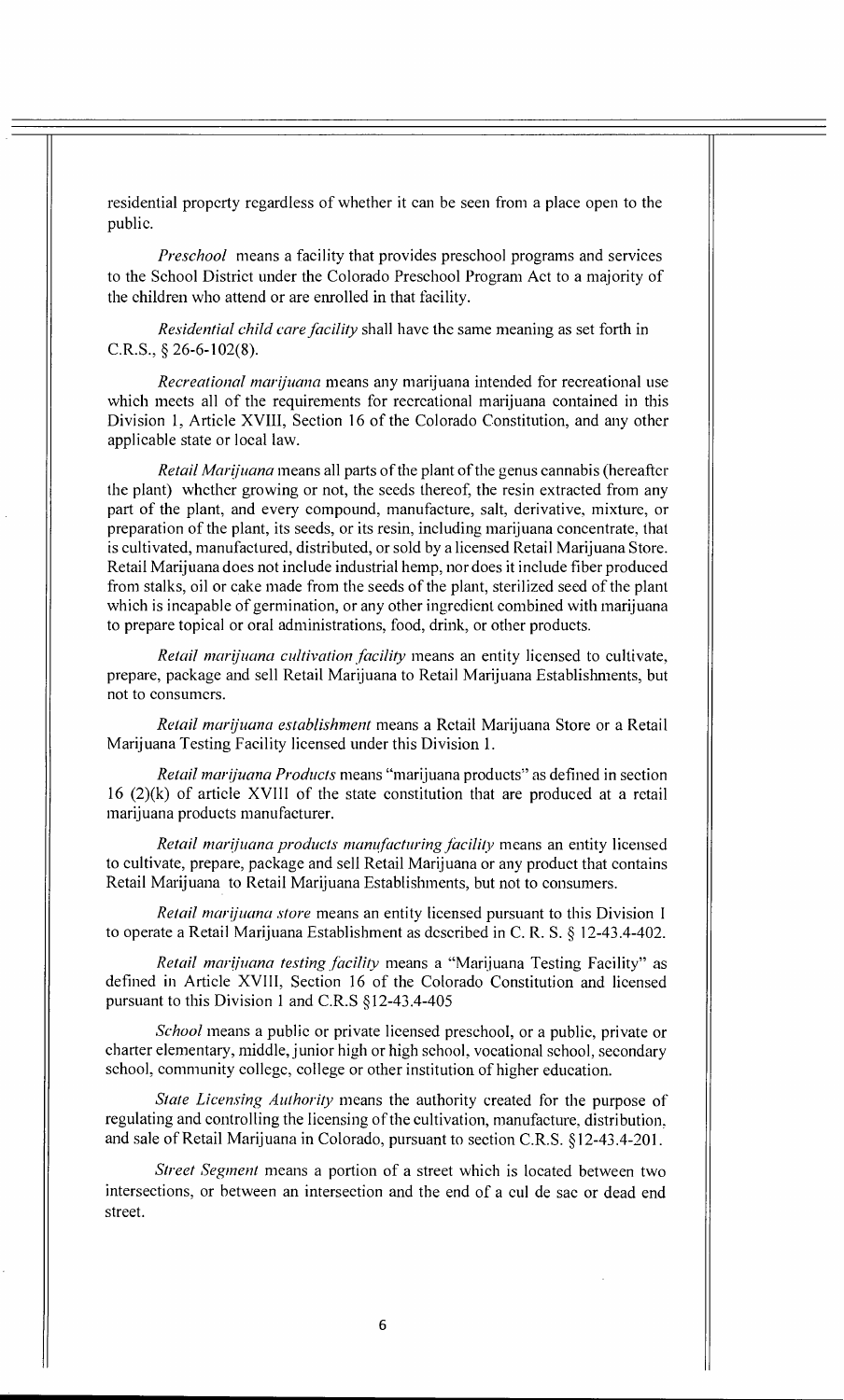residential property regardless of whether it can be seen from a place open to the public.

*Preschool* means a facility that provides preschool programs and services to the School District under the Colorado Preschool Program Act to a majority of the children who attend or are enrolled in that facility.

*Residential child care facility* shall have the same meaning as set forth in C.R.S., § 26-6-102(8).

*Recreational marijuana* means any marijuana intended for recreational use which meets all of the requirements for recreational marijuana contained in this Division 1, Article XVIII, Section 16 of the Colorado Constitution, and any other applicable state or local law.

*Retail Marijuana* means all parts of the plant of the genus cannabis (hereafter the plant) whether growing or not, the seeds thereof, the resin extracted from any part of the plant, and every compound, manufacture, salt, derivative, mixture, or preparation of the plant, its seeds, or its resin, including marijuana concentrate, that is cultivated, manufactured, distributed, or sold by a licensed Retail Marijuana Store. Retail Marijuana does not include industrial hemp, nor does it include fiber produced from stalks, oil or cake made from the seeds of the plant, sterilized seed of the plant which is incapable of germination, or any other ingredient combined with marijuana to prepare topical or oral administrations, food, drink, or other products.

*Retail marijuana cultivation facility* means an entity licensed to cultivate, prepare, package and sell Retail Marijuana to Retail Marijuana Establishments, but not to consumers.

*Retail marijuana establishment* means a Retail Marijuana Store or a Retail Marijuana Testing Facility licensed under this Division 1.

*Retail marijuana Products* means "marijuana products" as defined in section 16 (2)(k) of article XVIII of the state constitution that are produced at a retail marijuana products manufacturer.

*Retail marijuana products manufacturing facility* means an entity licensed to cultivate, prepare, package and sell Retail Marijuana or any product that contains Retail Marijuana to Retail Marijuana Establishments, but not to consumers.

*Retail marijuana store* means an entity licensed pursuant to this Division 1 to operate a Retail Marijuana Establishment as described in C. R. S. § 12-43.4-402.

*Retail marijuana testing facility* means a "Marijuana Testing Facility" as defined in Article XVIII, Section 16 of the Colorado Constitution and licensed pursuant to this Division 1 and C.R.S §12-43.4-405

*School* means a public or private licensed preschool, or a public, private or charter elementary, middle, junior high or high school, vocational school, secondary school, community college, college or other institution of higher education.

*State Licensing Authority* means the authority created for the purpose of regulating and controlling the licensing of the cultivation, manufacture, distribution, and sale of Retail Marijuana in Colorado, pursuant to section C.R.S. §12-43.4-201.

*Street Segment* means a portion of a street which is located between two intersections, or between an intersection and the end of a cul de sac or dead end street.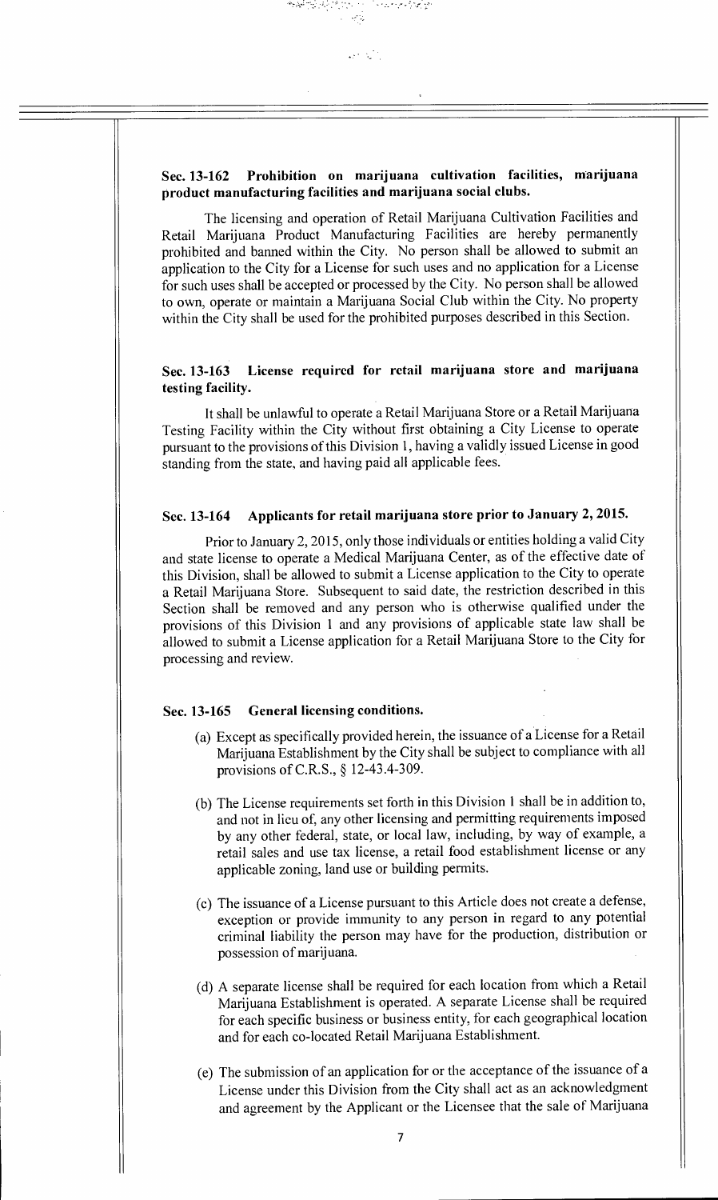**Sec. 13-162 Prohibition on marijuana cultivation facilities, marijuana product manufacturing facilities and marijuana social clubs.**

The licensing and operation of Retail Marijuana Cultivation Facilities and Retail Marijuana Product Manufacturing Facilities are hereby permanently prohibited and banned within the City. No person shall be allowed to submit an application to the City for a License for such uses and no application for a License for such uses shall be accepted or processed by the City. No person shall be allowed to own, operate or maintain a Marijuana Social Club within the City. No property within the City shall be used for the prohibited purposes described in this Section.

**Sec. 13-163 License required for retail marijuana store and marijuana testing facility.**

It shall be unlawful to operate a Retail Marijuana Store or a Retail Marijuana Testing Facility within the City without first obtaining a City License to operate pursuant to the provisions of this Division 1, having a validly issued License in good standing from the state, and having paid all applicable fees.

**Sec. 13-164 Applicants for retail marijuana store prior to January 2, 2015.**

Prior to January 2, 2015, only those individuals or entities holding a valid City and state license to operate a Medical Marijuana Center, as of the effective date of this Division, shall be allowed to submit a License application to the City to operate a Retail Marijuana Store. Subsequent to said date, the restriction described in this Section shall be removed and any person who is otherwise qualified under the provisions of this Division 1 and any provisions of applicable state law shall be allowed to submit a License application for a Retail Marijuana Store to the City for processing and review.

**Sec. 13-165 General licensing conditions.**

(a) Except as specifically provided herein, the issuance of a License for a Retail Marijuana Establishment by the City shall be subject to compliance with all provisions of C.R.S., § 12-43.4-309.

(b) The License requirements set forth in this Division 1 shall be in addition to, and not in lieu of, any other licensing and permitting requirements imposed by any other federal, state, or local law, including, by way of example, a retail sales and use tax license, a retail food establishment license or any applicable zoning, land use or building permits.

(c) The issuance of a License pursuant to this Article does not create a defense, exception or provide immunity to any person in regard to any potential criminal liability the person may have for the production, distribution or possession of marijuana.

(d) A separate license shall be required for each location from which a Retail Marijuana Establishment is operated. A separate License shall be required for each specific business or business entity, for each geographical location and for each co-located Retail Marijuana Establishment.

(e) The submission of an application for or the acceptance of the issuance of a License under this Division from the City shall act as an acknowledgment and agreement by the Applicant or the Licensee that the sale of Marijuana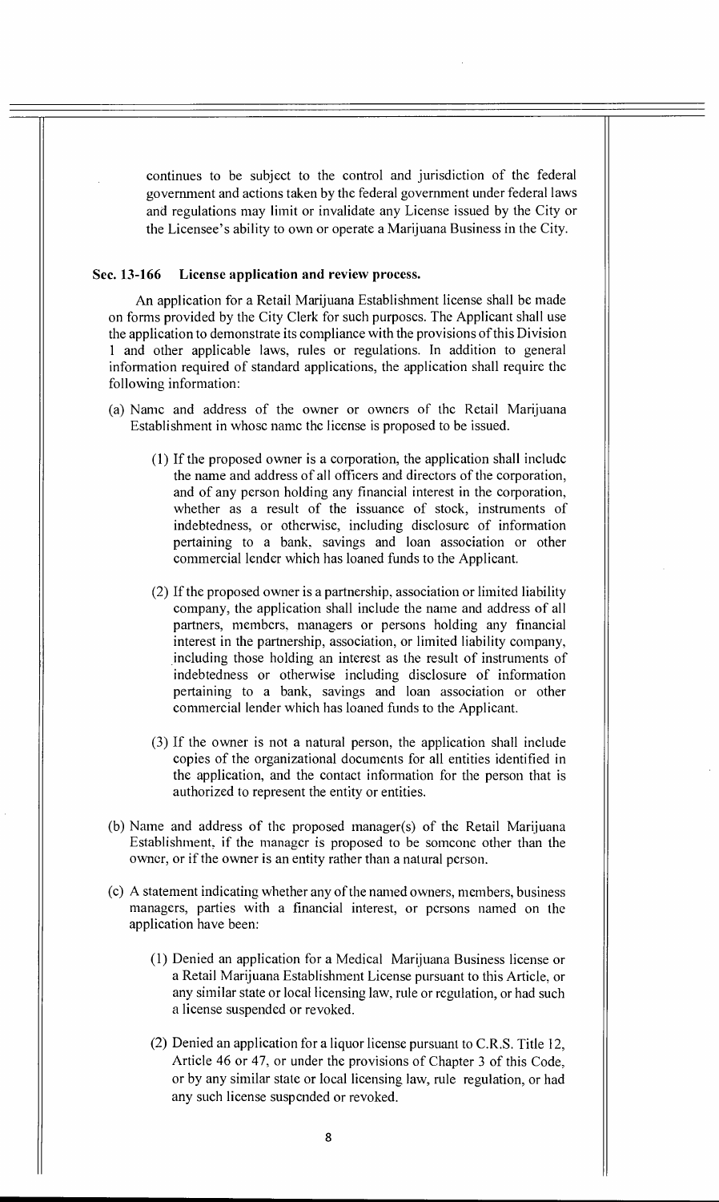continues to be subject to the control and jurisdiction of the federal government and actions taken by the federal government under federal laws and regulations may limit or invalidate any License issued by the City or the Licensee's ability to own or operate a Marijuana Business in the City.

### Sec. 13-166 License application and review process.

An application for a Retail Marijuana Establishment license shall be made on forms provided by the City Clerk for such purposes. The Applicant shall use the application to demonstrate its compliance with the provisions of this Division 1 and other applicable laws, rules or regulations. In addition to general information required of standard applications, the application shall require the following information:

(a) Name and address of the owner or owners of the Retail Marijuana Establishment in whose name the license is proposed to be issued.

(1) If the proposed owner is a corporation, the application shall include the name and address of all officers and directors of the corporation, and of any person holding any financial interest in the corporation, whether as a result of the issuance of stock, instruments of indebtedness, or otherwise, including disclosure of information pertaining to a bank, savings and loan association or other commercial lender which has loaned funds to the Applicant.

(2) If the proposed owner is a partnership, association or limited liability company, the application shall include the name and address of all partners, members, managers or persons holding any financial interest in the partnership, association, or limited liability company, including those holding an interest as the result of instruments of indebtedness or otherwise including disclosure of information pertaining to a bank, savings and loan association or other commercial lender which has loaned funds to the Applicant.

(3) If the owner is not a natural person, the application shall include copies of the organizational documents for all entities identified in the application, and the contact information for the person that is authorized to represent the entity or entities.

(b) Name and address of the proposed manager(s) of the Retail Marijuana Establishment, if the manager is proposed to be someone other than the owner, or if the owner is an entity rather than a natural person.

(c) A statement indicating whether any of the named owners, members, business managers, parties with a financial interest, or persons named on the application have been:

(1) Denied an application for a Medical Marijuana Business license or a Retail Marijuana Establishment License pursuant to this Article, or any similar state or local licensing law, rule or regulation, or had such a license suspended or revoked.

(2) Denied an application for a liquor license pursuant to C.R.S. Title 12, Article 46 or 47, or under the provisions of Chapter 3 of this Code, or by any similar state or local licensing law, rule regulation, or had any such license suspended or revoked.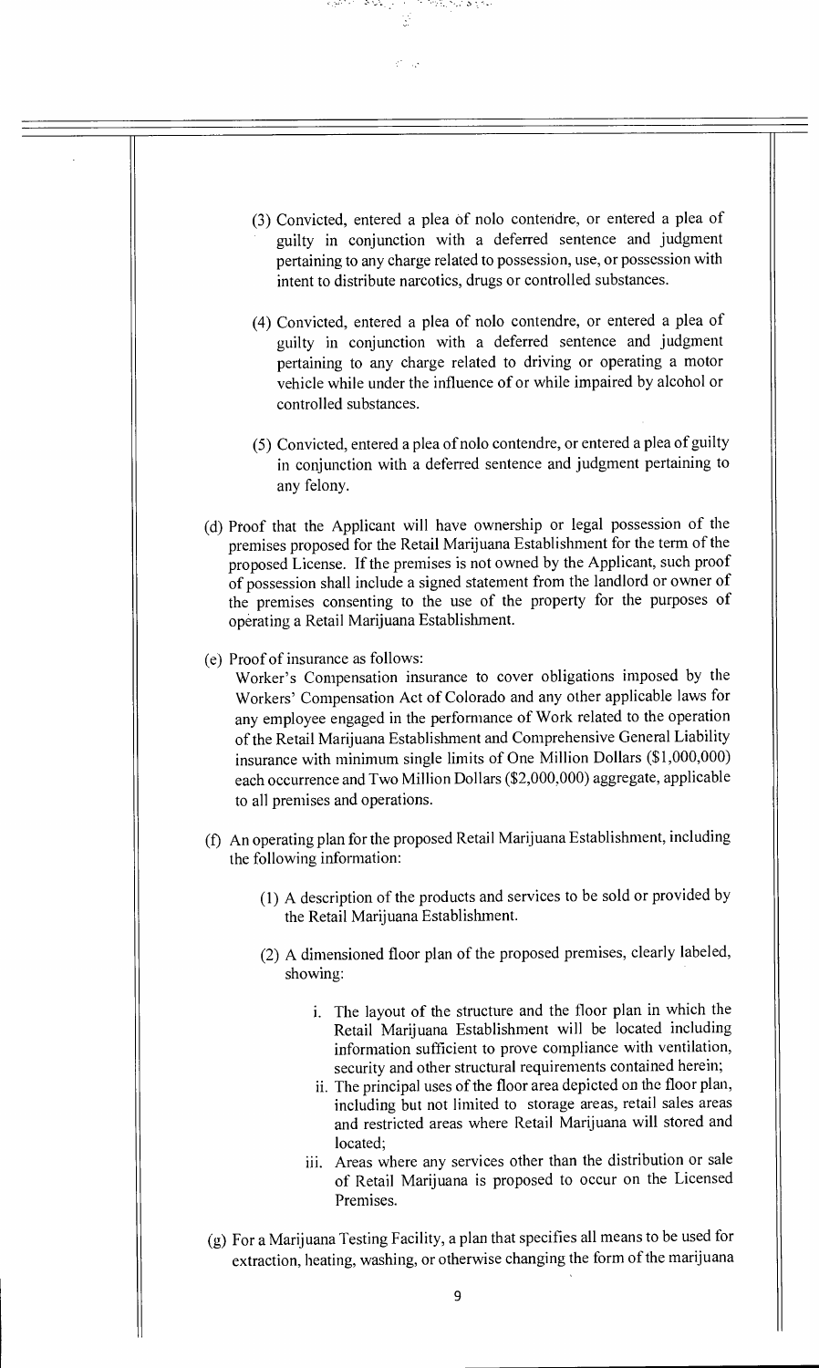(3) Convicted, entered a plea of nolo contendre, or entered a plea of guilty in conjunction with a deferred sentence and judgment pertaining to any charge related to possession, use, or possession with intent to distribute narcotics, drugs or controlled substances.

(4) Convicted, entered a plea of nolo contendre, or entered a plea of guilty in conjunction with a deferred sentence and judgment pertaining to any charge related to driving or operating a motor vehicle while under the influence of or while impaired by alcohol or controlled substances.

(5) Convicted, entered a plea of nolo contendre, or entered a plea of guilty in conjunction with a deferred sentence and judgment pertaining to any felony.

(d) Proof that the Applicant will have ownership or legal possession of the premises proposed for the Retail Marijuana Establishment for the term of the proposed License. If the premises is not owned by the Applicant, such proof of possession shall include a signed statement from the landlord or owner of the premises consenting to the use of the property for the purposes of operating a Retail Marijuana Establishment.

(e) Proof of insurance as follows:
Worker's Compensation insurance to cover obligations imposed by the Workers' Compensation Act of Colorado and any other applicable laws for any employee engaged in the performance of Work related to the operation of the Retail Marijuana Establishment and Comprehensive General Liability insurance with minimum single limits of One Million Dollars ($1,000,000) each occurrence and Two Million Dollars ($2,000,000) aggregate, applicable to all premises and operations.

(f) An operating plan for the proposed Retail Marijuana Establishment, including the following information:

(1) A description of the products and services to be sold or provided by the Retail Marijuana Establishment.

(2) A dimensioned floor plan of the proposed premises, clearly labeled, showing:

i. The layout of the structure and the floor plan in which the Retail Marijuana Establishment will be located including information sufficient to prove compliance with ventilation, security and other structural requirements contained herein;

ii. The principal uses of the floor area depicted on the floor plan, including but not limited to storage areas, retail sales areas and restricted areas where Retail Marijuana will stored and located;

iii. Areas where any services other than the distribution or sale of Retail Marijuana is proposed to occur on the Licensed Premises.

(g) For a Marijuana Testing Facility, a plan that specifies all means to be used for extraction, heating, washing, or otherwise changing the form of the marijuana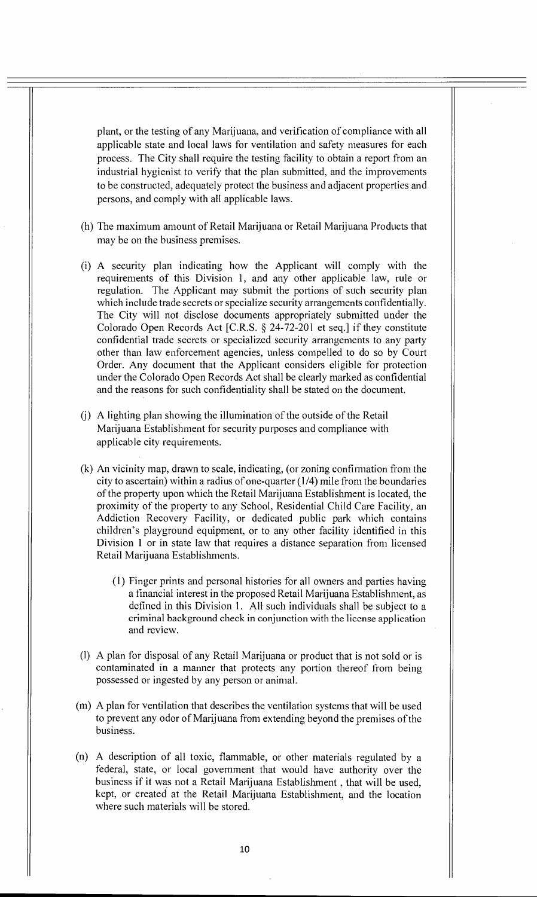plant, or the testing of any Marijuana, and verification of compliance with all applicable state and local laws for ventilation and safety measures for each process. The City shall require the testing facility to obtain a report from an industrial hygienist to verify that the plan submitted, and the improvements to be constructed, adequately protect the business and adjacent properties and persons, and comply with all applicable laws.

(h) The maximum amount of Retail Marijuana or Retail Marijuana Products that may be on the business premises.

(i) A security plan indicating how the Applicant will comply with the requirements of this Division 1, and any other applicable law, rule or regulation. The Applicant may submit the portions of such security plan which include trade secrets or specialize security arrangements confidentially. The City will not disclose documents appropriately submitted under the Colorado Open Records Act [C.R.S. § 24-72-201 et seq.] if they constitute confidential trade secrets or specialized security arrangements to any party other than law enforcement agencies, unless compelled to do so by Court Order. Any document that the Applicant considers eligible for protection under the Colorado Open Records Act shall be clearly marked as confidential and the reasons for such confidentiality shall be stated on the document.

(j) A lighting plan showing the illumination of the outside of the Retail Marijuana Establishment for security purposes and compliance with applicable city requirements.

(k) An vicinity map, drawn to scale, indicating, (or zoning confirmation from the city to ascertain) within a radius of one-quarter (1/4) mile from the boundaries of the property upon which the Retail Marijuana Establishment is located, the proximity of the property to any School, Residential Child Care Facility, an Addiction Recovery Facility, or dedicated public park which contains children's playground equipment, or to any other facility identified in this Division 1 or in state law that requires a distance separation from licensed Retail Marijuana Establishments.

   (1) Finger prints and personal histories for all owners and parties having a financial interest in the proposed Retail Marijuana Establishment, as defined in this Division 1. All such individuals shall be subject to a criminal background check in conjunction with the license application and review.

(l) A plan for disposal of any Retail Marijuana or product that is not sold or is contaminated in a manner that protects any portion thereof from being possessed or ingested by any person or animal.

(m) A plan for ventilation that describes the ventilation systems that will be used to prevent any odor of Marijuana from extending beyond the premises of the business.

(n) A description of all toxic, flammable, or other materials regulated by a federal, state, or local government that would have authority over the business if it was not a Retail Marijuana Establishment , that will be used, kept, or created at the Retail Marijuana Establishment, and the location where such materials will be stored.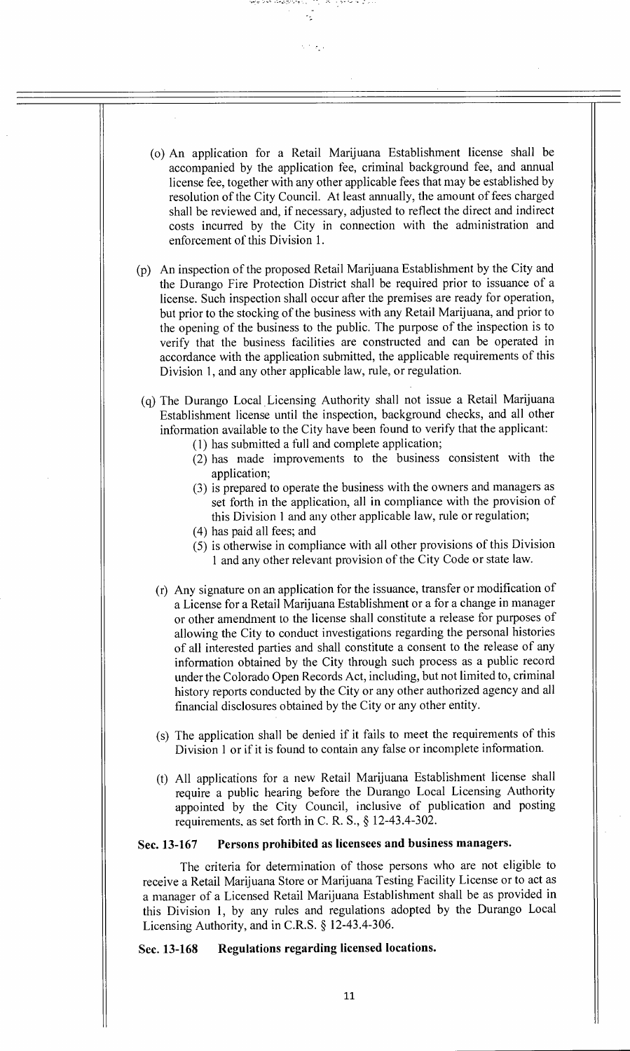(o) An application for a Retail Marijuana Establishment license shall be accompanied by the application fee, criminal background fee, and annual license fee, together with any other applicable fees that may be established by resolution of the City Council. At least annually, the amount of fees charged shall be reviewed and, if necessary, adjusted to reflect the direct and indirect costs incurred by the City in connection with the administration and enforcement of this Division 1.

(p) An inspection of the proposed Retail Marijuana Establishment by the City and the Durango Fire Protection District shall be required prior to issuance of a license. Such inspection shall occur after the premises are ready for operation, but prior to the stocking of the business with any Retail Marijuana, and prior to the opening of the business to the public. The purpose of the inspection is to verify that the business facilities are constructed and can be operated in accordance with the application submitted, the applicable requirements of this Division 1, and any other applicable law, rule, or regulation.

(q) The Durango Local Licensing Authority shall not issue a Retail Marijuana Establishment license until the inspection, background checks, and all other information available to the City have been found to verify that the applicant:

(1) has submitted a full and complete application;

(2) has made improvements to the business consistent with the application;

(3) is prepared to operate the business with the owners and managers as set forth in the application, all in compliance with the provision of this Division 1 and any other applicable law, rule or regulation;

(4) has paid all fees; and

(5) is otherwise in compliance with all other provisions of this Division 1 and any other relevant provision of the City Code or state law.

(r) Any signature on an application for the issuance, transfer or modification of a License for a Retail Marijuana Establishment or a for a change in manager or other amendment to the license shall constitute a release for purposes of allowing the City to conduct investigations regarding the personal histories of all interested parties and shall constitute a consent to the release of any information obtained by the City through such process as a public record under the Colorado Open Records Act, including, but not limited to, criminal history reports conducted by the City or any other authorized agency and all financial disclosures obtained by the City or any other entity.

(s) The application shall be denied if it fails to meet the requirements of this Division 1 or if it is found to contain any false or incomplete information.

(t) All applications for a new Retail Marijuana Establishment license shall require a public hearing before the Durango Local Licensing Authority appointed by the City Council, inclusive of publication and posting requirements, as set forth in C. R. S., § 12-43.4-302.

### Sec. 13-167 Persons prohibited as licensees and business managers.

The criteria for determination of those persons who are not eligible to receive a Retail Marijuana Store or Marijuana Testing Facility License or to act as a manager of a Licensed Retail Marijuana Establishment shall be as provided in this Division 1, by any rules and regulations adopted by the Durango Local Licensing Authority, and in C.R.S. § 12-43.4-306.

### Sec. 13-168 Regulations regarding licensed locations.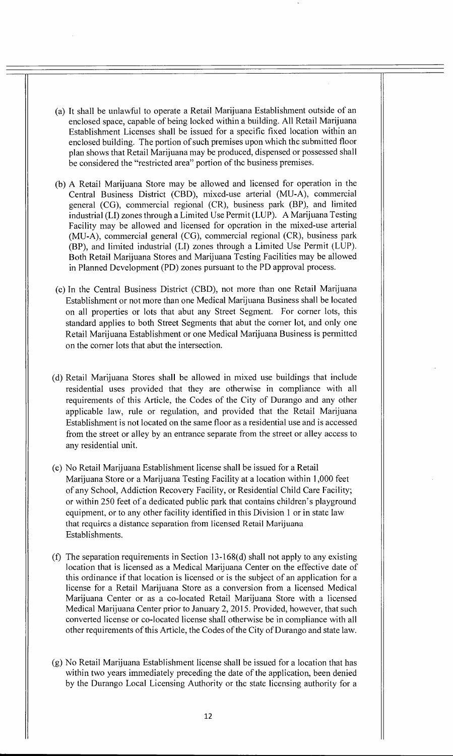(a) It shall be unlawful to operate a Retail Marijuana Establishment outside of an enclosed space, capable of being locked within a building. All Retail Marijuana Establishment Licenses shall be issued for a specific fixed location within an enclosed building. The portion of such premises upon which the submitted floor plan shows that Retail Marijuana may be produced, dispensed or possessed shall be considered the "restricted area" portion of the business premises.

(b) A Retail Marijuana Store may be allowed and licensed for operation in the Central Business District (CBD), mixed-use arterial (MU-A), commercial general (CG), commercial regional (CR), business park (BP), and limited industrial (LI) zones through a Limited Use Permit (LUP). A Marijuana Testing Facility may be allowed and licensed for operation in the mixed-use arterial (MU-A), commercial general (CG), commercial regional (CR), business park (BP), and limited industrial (LI) zones through a Limited Use Permit (LUP). Both Retail Marijuana Stores and Marijuana Testing Facilities may be allowed in Planned Development (PD) zones pursuant to the PD approval process.

(c) In the Central Business District (CBD), not more than one Retail Marijuana Establishment or not more than one Medical Marijuana Business shall be located on all properties or lots that abut any Street Segment. For corner lots, this standard applies to both Street Segments that abut the corner lot, and only one Retail Marijuana Establishment or one Medical Marijuana Business is permitted on the corner lots that abut the intersection.

(d) Retail Marijuana Stores shall be allowed in mixed use buildings that include residential uses provided that they are otherwise in compliance with all requirements of this Article, the Codes of the City of Durango and any other applicable law, rule or regulation, and provided that the Retail Marijuana Establishment is not located on the same floor as a residential use and is accessed from the street or alley by an entrance separate from the street or alley access to any residential unit.

(e) No Retail Marijuana Establishment license shall be issued for a Retail Marijuana Store or a Marijuana Testing Facility at a location within 1,000 feet of any School, Addiction Recovery Facility, or Residential Child Care Facility; or within 250 feet of a dedicated public park that contains children's playground equipment, or to any other facility identified in this Division 1 or in state law that requires a distance separation from licensed Retail Marijuana Establishments.

(f) The separation requirements in Section 13-168(d) shall not apply to any existing location that is licensed as a Medical Marijuana Center on the effective date of this ordinance if that location is licensed or is the subject of an application for a license for a Retail Marijuana Store as a conversion from a licensed Medical Marijuana Center or as a co-located Retail Marijuana Store with a licensed Medical Marijuana Center prior to January 2, 2015. Provided, however, that such converted license or co-located license shall otherwise be in compliance with all other requirements of this Article, the Codes of the City of Durango and state law.

(g) No Retail Marijuana Establishment license shall be issued for a location that has within two years immediately preceding the date of the application, been denied by the Durango Local Licensing Authority or the state licensing authority for a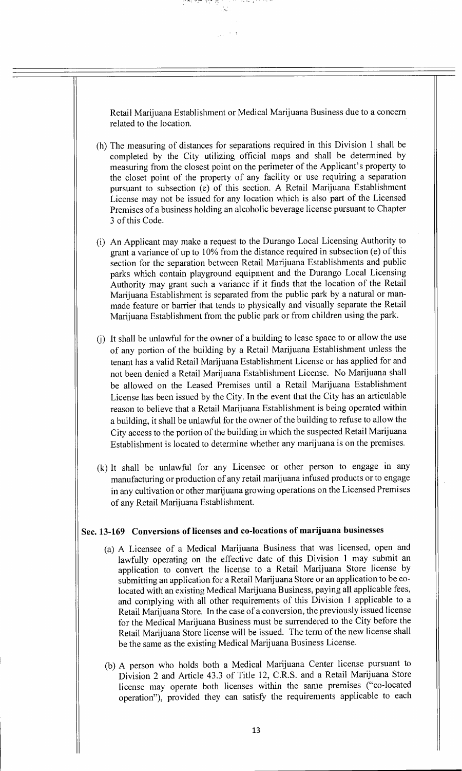Retail Marijuana Establishment or Medical Marijuana Business due to a concern related to the location.

(h) The measuring of distances for separations required in this Division 1 shall be completed by the City utilizing official maps and shall be determined by measuring from the closest point on the perimeter of the Applicant's property to the closet point of the property of any facility or use requiring a separation pursuant to subsection (e) of this section. A Retail Marijuana Establishment License may not be issued for any location which is also part of the Licensed Premises of a business holding an alcoholic beverage license pursuant to Chapter 3 of this Code.

(i) An Applicant may make a request to the Durango Local Licensing Authority to grant a variance of up to 10% from the distance required in subsection (e) of this section for the separation between Retail Marijuana Establishments and public parks which contain playground equipment and the Durango Local Licensing Authority may grant such a variance if it finds that the location of the Retail Marijuana Establishment is separated from the public park by a natural or man-made feature or barrier that tends to physically and visually separate the Retail Marijuana Establishment from the public park or from children using the park.

(j) It shall be unlawful for the owner of a building to lease space to or allow the use of any portion of the building by a Retail Marijuana Establishment unless the tenant has a valid Retail Marijuana Establishment License or has applied for and not been denied a Retail Marijuana Establishment License. No Marijuana shall be allowed on the Leased Premises until a Retail Marijuana Establishment License has been issued by the City. In the event that the City has an articulable reason to believe that a Retail Marijuana Establishment is being operated within a building, it shall be unlawful for the owner of the building to refuse to allow the City access to the portion of the building in which the suspected Retail Marijuana Establishment is located to determine whether any marijuana is on the premises.

(k) It shall be unlawful for any Licensee or other person to engage in any manufacturing or production of any retail marijuana infused products or to engage in any cultivation or other marijuana growing operations on the Licensed Premises of any Retail Marijuana Establishment.

### Sec. 13-169 Conversions of licenses and co-locations of marijuana businesses

(a) A Licensee of a Medical Marijuana Business that was licensed, open and lawfully operating on the effective date of this Division 1 may submit an application to convert the license to a Retail Marijuana Store license by submitting an application for a Retail Marijuana Store or an application to be co-located with an existing Medical Marijuana Business, paying all applicable fees, and complying with all other requirements of this Division 1 applicable to a Retail Marijuana Store. In the case of a conversion, the previously issued license for the Medical Marijuana Business must be surrendered to the City before the Retail Marijuana Store license will be issued. The term of the new license shall be the same as the existing Medical Marijuana Business License.

(b) A person who holds both a Medical Marijuana Center license pursuant to Division 2 and Article 43.3 of Title 12, C.R.S. and a Retail Marijuana Store license may operate both licenses within the same premises ("co-located operation"), provided they can satisfy the requirements applicable to each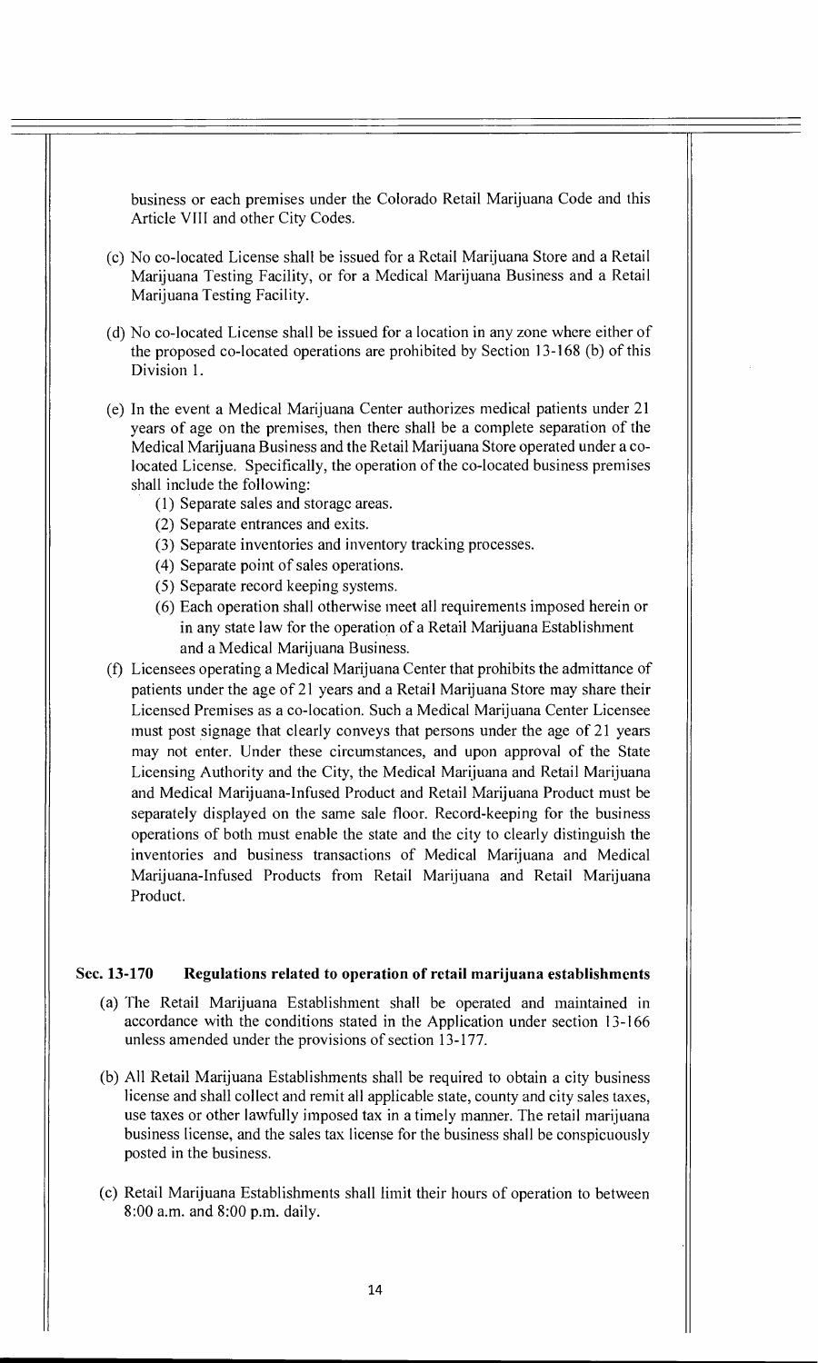business or each premises under the Colorado Retail Marijuana Code and this Article VIII and other City Codes.

(c) No co-located License shall be issued for a Retail Marijuana Store and a Retail Marijuana Testing Facility, or for a Medical Marijuana Business and a Retail Marijuana Testing Facility.

(d) No co-located License shall be issued for a location in any zone where either of the proposed co-located operations are prohibited by Section 13-168 (b) of this Division 1.

(e) In the event a Medical Marijuana Center authorizes medical patients under 21 years of age on the premises, then there shall be a complete separation of the Medical Marijuana Business and the Retail Marijuana Store operated under a co-located License. Specifically, the operation of the co-located business premises shall include the following:
   - (1) Separate sales and storage areas.
   - (2) Separate entrances and exits.
   - (3) Separate inventories and inventory tracking processes.
   - (4) Separate point of sales operations.
   - (5) Separate record keeping systems.
   - (6) Each operation shall otherwise meet all requirements imposed herein or in any state law for the operation of a Retail Marijuana Establishment and a Medical Marijuana Business.

(f) Licensees operating a Medical Marijuana Center that prohibits the admittance of patients under the age of 21 years and a Retail Marijuana Store may share their Licensed Premises as a co-location. Such a Medical Marijuana Center Licensee must post signage that clearly conveys that persons under the age of 21 years may not enter. Under these circumstances, and upon approval of the State Licensing Authority and the City, the Medical Marijuana and Retail Marijuana and Medical Marijuana-Infused Product and Retail Marijuana Product must be separately displayed on the same sale floor. Record-keeping for the business operations of both must enable the state and the city to clearly distinguish the inventories and business transactions of Medical Marijuana and Medical Marijuana-Infused Products from Retail Marijuana and Retail Marijuana Product.

### Sec. 13-170 Regulations related to operation of retail marijuana establishments

(a) The Retail Marijuana Establishment shall be operated and maintained in accordance with the conditions stated in the Application under section 13-166 unless amended under the provisions of section 13-177.

(b) All Retail Marijuana Establishments shall be required to obtain a city business license and shall collect and remit all applicable state, county and city sales taxes, use taxes or other lawfully imposed tax in a timely manner. The retail marijuana business license, and the sales tax license for the business shall be conspicuously posted in the business.

(c) Retail Marijuana Establishments shall limit their hours of operation to between 8:00 a.m. and 8:00 p.m. daily.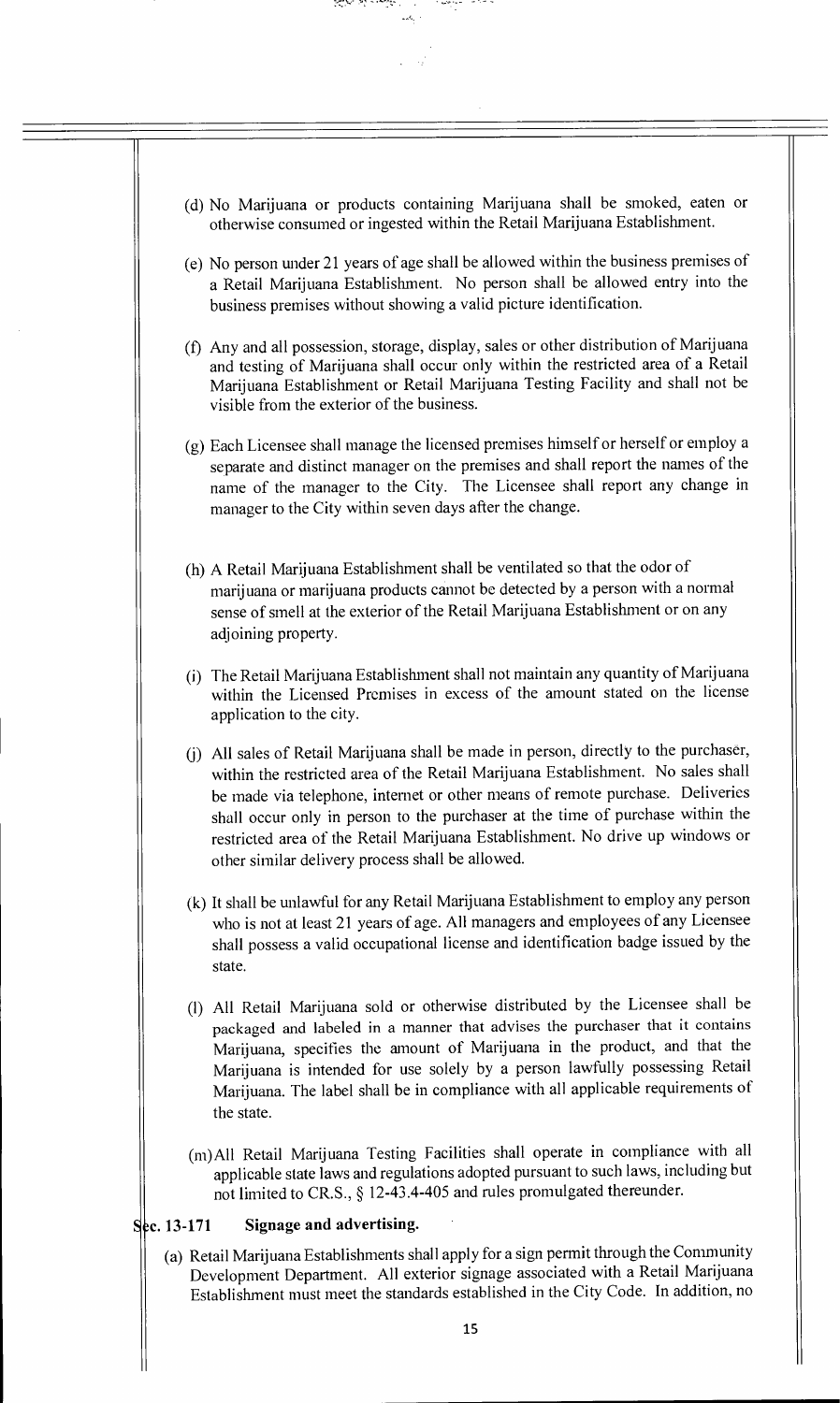(d) No Marijuana or products containing Marijuana shall be smoked, eaten or otherwise consumed or ingested within the Retail Marijuana Establishment.

(e) No person under 21 years of age shall be allowed within the business premises of a Retail Marijuana Establishment. No person shall be allowed entry into the business premises without showing a valid picture identification.

(f) Any and all possession, storage, display, sales or other distribution of Marijuana and testing of Marijuana shall occur only within the restricted area of a Retail Marijuana Establishment or Retail Marijuana Testing Facility and shall not be visible from the exterior of the business.

(g) Each Licensee shall manage the licensed premises himself or herself or employ a separate and distinct manager on the premises and shall report the names of the name of the manager to the City. The Licensee shall report any change in manager to the City within seven days after the change.

(h) A Retail Marijuana Establishment shall be ventilated so that the odor of marijuana or marijuana products cannot be detected by a person with a normal sense of smell at the exterior of the Retail Marijuana Establishment or on any adjoining property.

(i) The Retail Marijuana Establishment shall not maintain any quantity of Marijuana within the Licensed Premises in excess of the amount stated on the license application to the city.

(j) All sales of Retail Marijuana shall be made in person, directly to the purchaser, within the restricted area of the Retail Marijuana Establishment. No sales shall be made via telephone, internet or other means of remote purchase. Deliveries shall occur only in person to the purchaser at the time of purchase within the restricted area of the Retail Marijuana Establishment. No drive up windows or other similar delivery process shall be allowed.

(k) It shall be unlawful for any Retail Marijuana Establishment to employ any person who is not at least 21 years of age. All managers and employees of any Licensee shall possess a valid occupational license and identification badge issued by the state.

(l) All Retail Marijuana sold or otherwise distributed by the Licensee shall be packaged and labeled in a manner that advises the purchaser that it contains Marijuana, specifies the amount of Marijuana in the product, and that the Marijuana is intended for use solely by a person lawfully possessing Retail Marijuana. The label shall be in compliance with all applicable requirements of the state.

(m) All Retail Marijuana Testing Facilities shall operate in compliance with all applicable state laws and regulations adopted pursuant to such laws, including but not limited to C.R.S., § 12-43.4-405 and rules promulgated thereunder.

**Sec. 13-171 Signage and advertising.**

(a) Retail Marijuana Establishments shall apply for a sign permit through the Community Development Department. All exterior signage associated with a Retail Marijuana Establishment must meet the standards established in the City Code. In addition, no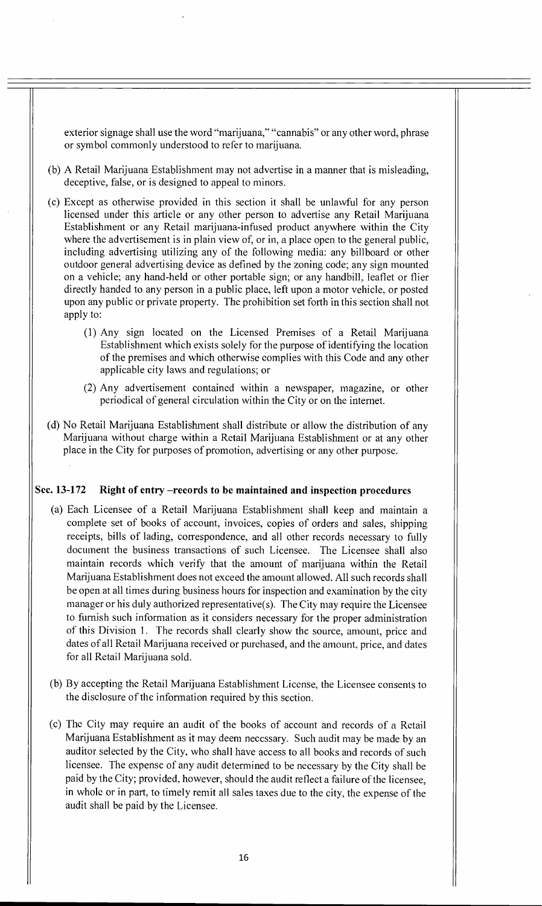exterior signage shall use the word "marijuana," "cannabis" or any other word, phrase or symbol commonly understood to refer to marijuana.

(b) A Retail Marijuana Establishment may not advertise in a manner that is misleading, deceptive, false, or is designed to appeal to minors.

(c) Except as otherwise provided in this section it shall be unlawful for any person licensed under this article or any other person to advertise any Retail Marijuana Establishment or any Retail marijuana-infused product anywhere within the City where the advertisement is in plain view of, or in, a place open to the general public, including advertising utilizing any of the following media: any billboard or other outdoor general advertising device as defined by the zoning code; any sign mounted on a vehicle; any hand-held or other portable sign; or any handbill, leaflet or flier directly handed to any person in a public place, left upon a motor vehicle, or posted upon any public or private property. The prohibition set forth in this section shall not apply to:

   (1) Any sign located on the Licensed Premises of a Retail Marijuana Establishment which exists solely for the purpose of identifying the location of the premises and which otherwise complies with this Code and any other applicable city laws and regulations; or

   (2) Any advertisement contained within a newspaper, magazine, or other periodical of general circulation within the City or on the internet.

(d) No Retail Marijuana Establishment shall distribute or allow the distribution of any Marijuana without charge within a Retail Marijuana Establishment or at any other place in the City for purposes of promotion, advertising or any other purpose.

### Sec. 13-172 Right of entry –records to be maintained and inspection procedures

(a) Each Licensee of a Retail Marijuana Establishment shall keep and maintain a complete set of books of account, invoices, copies of orders and sales, shipping receipts, bills of lading, correspondence, and all other records necessary to fully document the business transactions of such Licensee. The Licensee shall also maintain records which verify that the amount of marijuana within the Retail Marijuana Establishment does not exceed the amount allowed. All such records shall be open at all times during business hours for inspection and examination by the city manager or his duly authorized representative(s). The City may require the Licensee to furnish such information as it considers necessary for the proper administration of this Division 1. The records shall clearly show the source, amount, price and dates of all Retail Marijuana received or purchased, and the amount, price, and dates for all Retail Marijuana sold.

(b) By accepting the Retail Marijuana Establishment License, the Licensee consents to the disclosure of the information required by this section.

(c) The City may require an audit of the books of account and records of a Retail Marijuana Establishment as it may deem necessary. Such audit may be made by an auditor selected by the City, who shall have access to all books and records of such licensee. The expense of any audit determined to be necessary by the City shall be paid by the City; provided, however, should the audit reflect a failure of the licensee, in whole or in part, to timely remit all sales taxes due to the city, the expense of the audit shall be paid by the Licensee.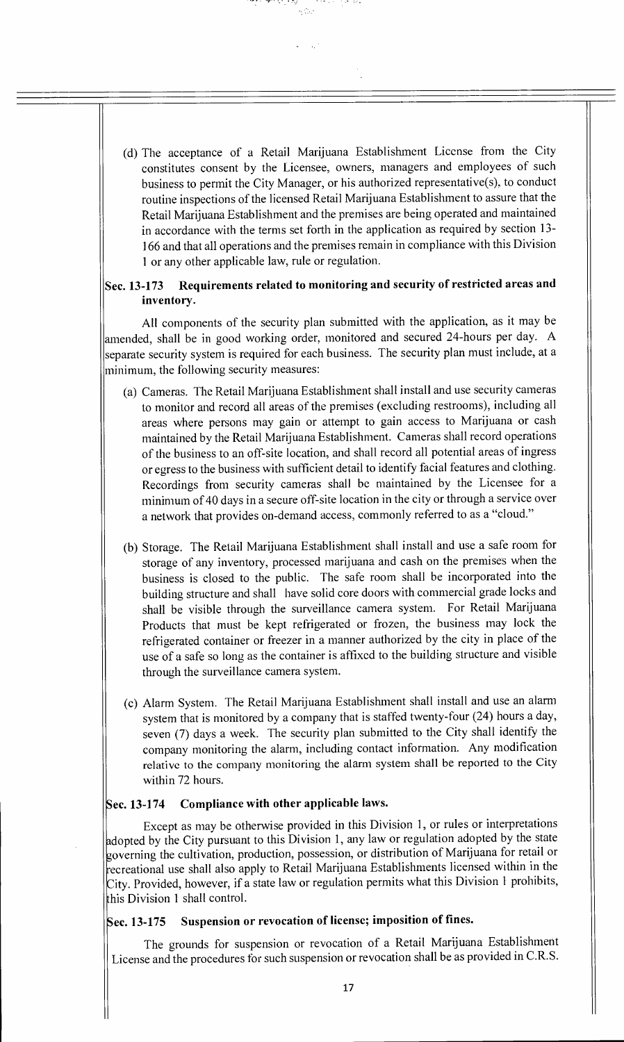(d) The acceptance of a Retail Marijuana Establishment License from the City constitutes consent by the Licensee, owners, managers and employees of such business to permit the City Manager, or his authorized representative(s), to conduct routine inspections of the licensed Retail Marijuana Establishment to assure that the Retail Marijuana Establishment and the premises are being operated and maintained in accordance with the terms set forth in the application as required by section 13-166 and that all operations and the premises remain in compliance with this Division 1 or any other applicable law, rule or regulation.

### Sec. 13-173 Requirements related to monitoring and security of restricted areas and inventory.

All components of the security plan submitted with the application, as it may be amended, shall be in good working order, monitored and secured 24-hours per day. A separate security system is required for each business. The security plan must include, at a minimum, the following security measures:

(a) Cameras. The Retail Marijuana Establishment shall install and use security cameras to monitor and record all areas of the premises (excluding restrooms), including all areas where persons may gain or attempt to gain access to Marijuana or cash maintained by the Retail Marijuana Establishment. Cameras shall record operations of the business to an off-site location, and shall record all potential areas of ingress or egress to the business with sufficient detail to identify facial features and clothing. Recordings from security cameras shall be maintained by the Licensee for a minimum of 40 days in a secure off-site location in the city or through a service over a network that provides on-demand access, commonly referred to as a "cloud."

(b) Storage. The Retail Marijuana Establishment shall install and use a safe room for storage of any inventory, processed marijuana and cash on the premises when the business is closed to the public. The safe room shall be incorporated into the building structure and shall have solid core doors with commercial grade locks and shall be visible through the surveillance camera system. For Retail Marijuana Products that must be kept refrigerated or frozen, the business may lock the refrigerated container or freezer in a manner authorized by the city in place of the use of a safe so long as the container is affixed to the building structure and visible through the surveillance camera system.

(c) Alarm System. The Retail Marijuana Establishment shall install and use an alarm system that is monitored by a company that is staffed twenty-four (24) hours a day, seven (7) days a week. The security plan submitted to the City shall identify the company monitoring the alarm, including contact information. Any modification relative to the company monitoring the alarm system shall be reported to the City within 72 hours.

### Sec. 13-174 Compliance with other applicable laws.

Except as may be otherwise provided in this Division 1, or rules or interpretations adopted by the City pursuant to this Division 1, any law or regulation adopted by the state governing the cultivation, production, possession, or distribution of Marijuana for retail or recreational use shall also apply to Retail Marijuana Establishments licensed within in the City. Provided, however, if a state law or regulation permits what this Division 1 prohibits, this Division 1 shall control.

### Sec. 13-175 Suspension or revocation of license; imposition of fines.

The grounds for suspension or revocation of a Retail Marijuana Establishment License and the procedures for such suspension or revocation shall be as provided in C.R.S.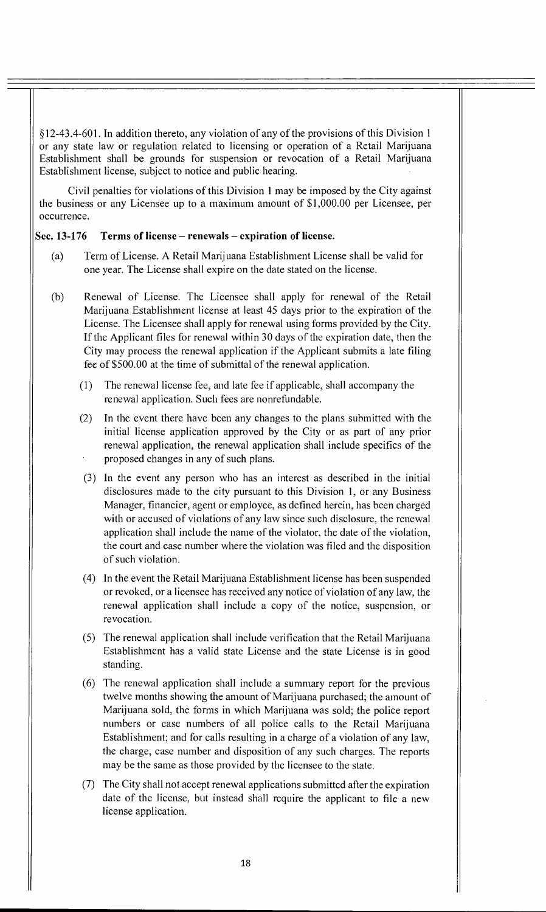§12-43.4-601. In addition thereto, any violation of any of the provisions of this Division 1 or any state law or regulation related to licensing or operation of a Retail Marijuana Establishment shall be grounds for suspension or revocation of a Retail Marijuana Establishment license, subject to notice and public hearing.

Civil penalties for violations of this Division 1 may be imposed by the City against the business or any Licensee up to a maximum amount of $1,000.00 per Licensee, per occurrence.

**Sec. 13-176 Terms of license – renewals – expiration of license.**

(a) Term of License. A Retail Marijuana Establishment License shall be valid for one year. The License shall expire on the date stated on the license.

(b) Renewal of License. The Licensee shall apply for renewal of the Retail Marijuana Establishment license at least 45 days prior to the expiration of the License. The Licensee shall apply for renewal using forms provided by the City. If the Applicant files for renewal within 30 days of the expiration date, then the City may process the renewal application if the Applicant submits a late filing fee of $500.00 at the time of submittal of the renewal application.

(1) The renewal license fee, and late fee if applicable, shall accompany the renewal application. Such fees are nonrefundable.

(2) In the event there have been any changes to the plans submitted with the initial license application approved by the City or as part of any prior renewal application, the renewal application shall include specifics of the proposed changes in any of such plans.

(3) In the event any person who has an interest as described in the initial disclosures made to the city pursuant to this Division 1, or any Business Manager, financier, agent or employee, as defined herein, has been charged with or accused of violations of any law since such disclosure, the renewal application shall include the name of the violator, the date of the violation, the court and case number where the violation was filed and the disposition of such violation.

(4) In the event the Retail Marijuana Establishment license has been suspended or revoked, or a licensee has received any notice of violation of any law, the renewal application shall include a copy of the notice, suspension, or revocation.

(5) The renewal application shall include verification that the Retail Marijuana Establishment has a valid state License and the state License is in good standing.

(6) The renewal application shall include a summary report for the previous twelve months showing the amount of Marijuana purchased; the amount of Marijuana sold, the forms in which Marijuana was sold; the police report numbers or case numbers of all police calls to the Retail Marijuana Establishment; and for calls resulting in a charge of a violation of any law, the charge, case number and disposition of any such charges. The reports may be the same as those provided by the licensee to the state.

(7) The City shall not accept renewal applications submitted after the expiration date of the license, but instead shall require the applicant to file a new license application.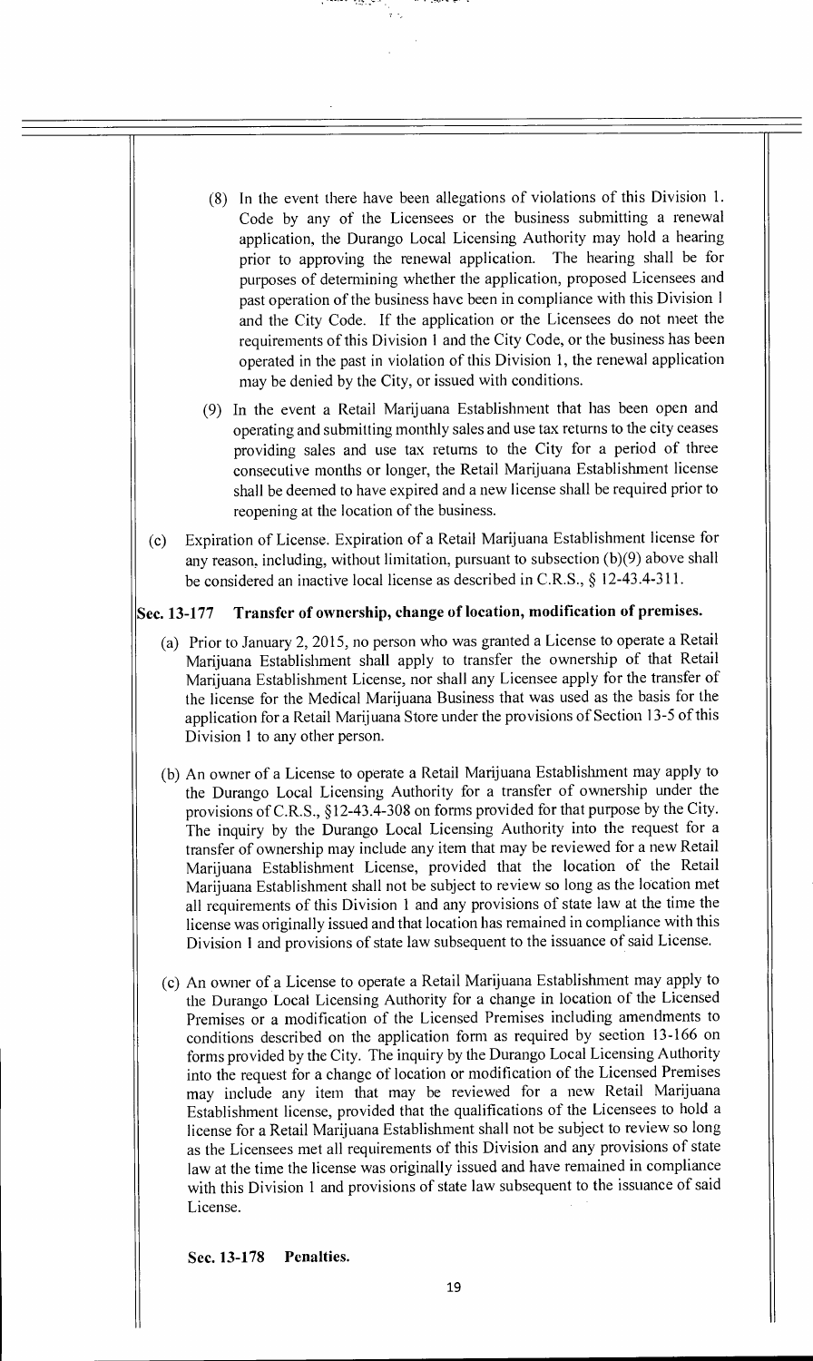(8) In the event there have been allegations of violations of this Division 1. Code by any of the Licensees or the business submitting a renewal application, the Durango Local Licensing Authority may hold a hearing prior to approving the renewal application. The hearing shall be for purposes of determining whether the application, proposed Licensees and past operation of the business have been in compliance with this Division 1 and the City Code. If the application or the Licensees do not meet the requirements of this Division 1 and the City Code, or the business has been operated in the past in violation of this Division 1, the renewal application may be denied by the City, or issued with conditions.

(9) In the event a Retail Marijuana Establishment that has been open and operating and submitting monthly sales and use tax returns to the city ceases providing sales and use tax returns to the City for a period of three consecutive months or longer, the Retail Marijuana Establishment license shall be deemed to have expired and a new license shall be required prior to reopening at the location of the business.

(c) Expiration of License. Expiration of a Retail Marijuana Establishment license for any reason, including, without limitation, pursuant to subsection (b)(9) above shall be considered an inactive local license as described in C.R.S., § 12-43.4-311.

**Sec. 13-177 Transfer of ownership, change of location, modification of premises.**

(a) Prior to January 2, 2015, no person who was granted a License to operate a Retail Marijuana Establishment shall apply to transfer the ownership of that Retail Marijuana Establishment License, nor shall any Licensee apply for the transfer of the license for the Medical Marijuana Business that was used as the basis for the application for a Retail Marijuana Store under the provisions of Section 13-5 of this Division 1 to any other person.

(b) An owner of a License to operate a Retail Marijuana Establishment may apply to the Durango Local Licensing Authority for a transfer of ownership under the provisions of C.R.S., §12-43.4-308 on forms provided for that purpose by the City. The inquiry by the Durango Local Licensing Authority into the request for a transfer of ownership may include any item that may be reviewed for a new Retail Marijuana Establishment License, provided that the location of the Retail Marijuana Establishment shall not be subject to review so long as the location met all requirements of this Division 1 and any provisions of state law at the time the license was originally issued and that location has remained in compliance with this Division 1 and provisions of state law subsequent to the issuance of said License.

(c) An owner of a License to operate a Retail Marijuana Establishment may apply to the Durango Local Licensing Authority for a change in location of the Licensed Premises or a modification of the Licensed Premises including amendments to conditions described on the application form as required by section 13-166 on forms provided by the City. The inquiry by the Durango Local Licensing Authority into the request for a change of location or modification of the Licensed Premises may include any item that may be reviewed for a new Retail Marijuana Establishment license, provided that the qualifications of the Licensees to hold a license for a Retail Marijuana Establishment shall not be subject to review so long as the Licensees met all requirements of this Division and any provisions of state law at the time the license was originally issued and have remained in compliance with this Division 1 and provisions of state law subsequent to the issuance of said License.

**Sec. 13-178 Penalties.**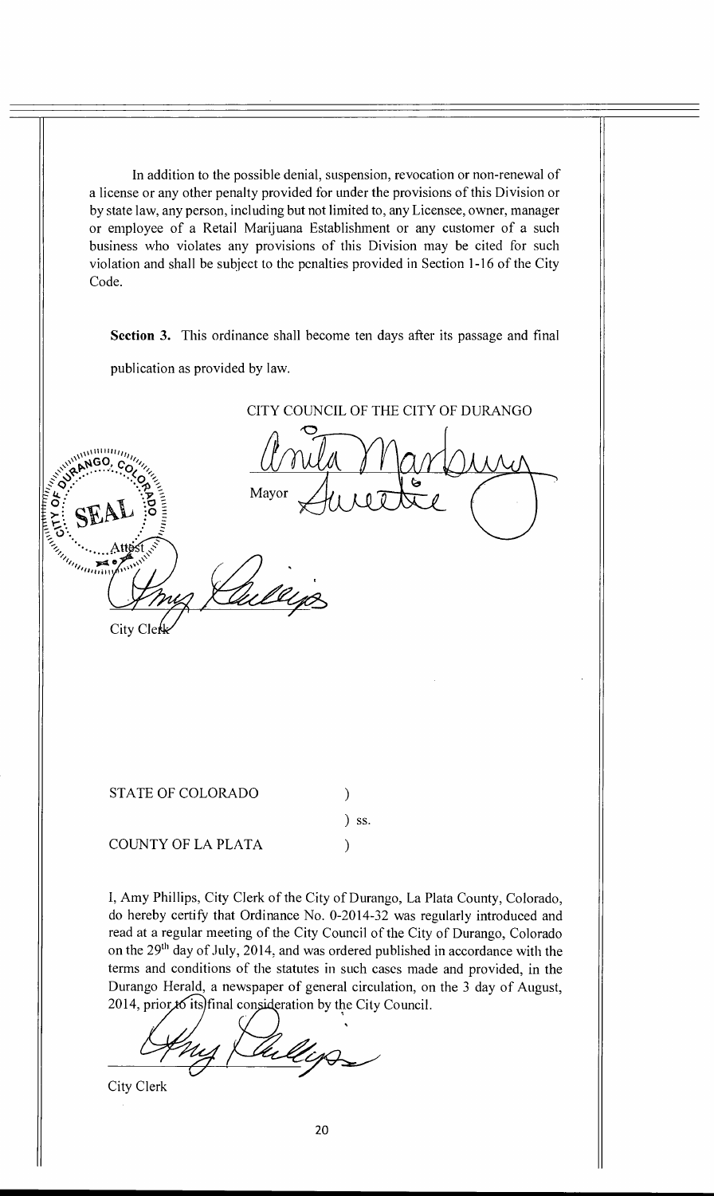In addition to the possible denial, suspension, revocation or non-renewal of a license or any other penalty provided for under the provisions of this Division or by state law, any person, including but not limited to, any Licensee, owner, manager or employee of a Retail Marijuana Establishment or any customer of a such business who violates any provisions of this Division may be cited for such violation and shall be subject to the penalties provided in Section 1-16 of the City Code.

**Section 3.** This ordinance shall become ten days after its passage and final publication as provided by law.

CITY COUNCIL OF THE CITY OF DURANGO

Mayor

Attest

City Clerk

STATE OF COLORADO )
) ss.
COUNTY OF LA PLATA )

I, Amy Phillips, City Clerk of the City of Durango, La Plata County, Colorado, do hereby certify that Ordinance No. 0-2014-32 was regularly introduced and read at a regular meeting of the City Council of the City of Durango, Colorado on the 29th day of July, 2014, and was ordered published in accordance with the terms and conditions of the statutes in such cases made and provided, in the Durango Herald, a newspaper of general circulation, on the 3 day of August, 2014, prior to its final consideration by the City Council.

City Clerk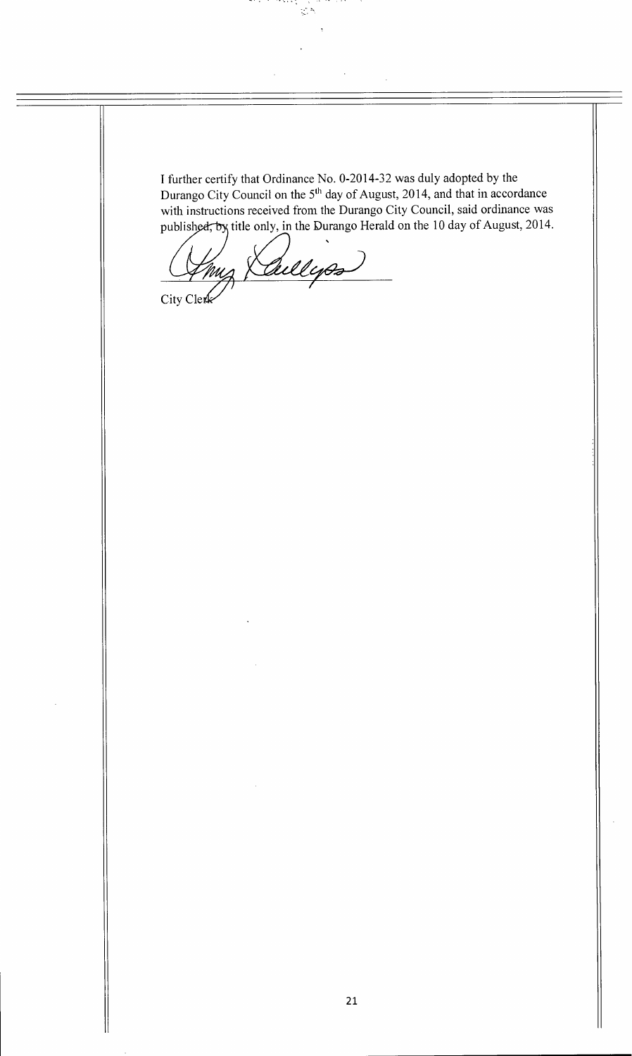I further certify that Ordinance No. 0-2014-32 was duly adopted by the Durango City Council on the 5th day of August, 2014, and that in accordance with instructions received from the Durango City Council, said ordinance was published, by title only, in the Durango Herald on the 10 day of August, 2014.

City Clerk